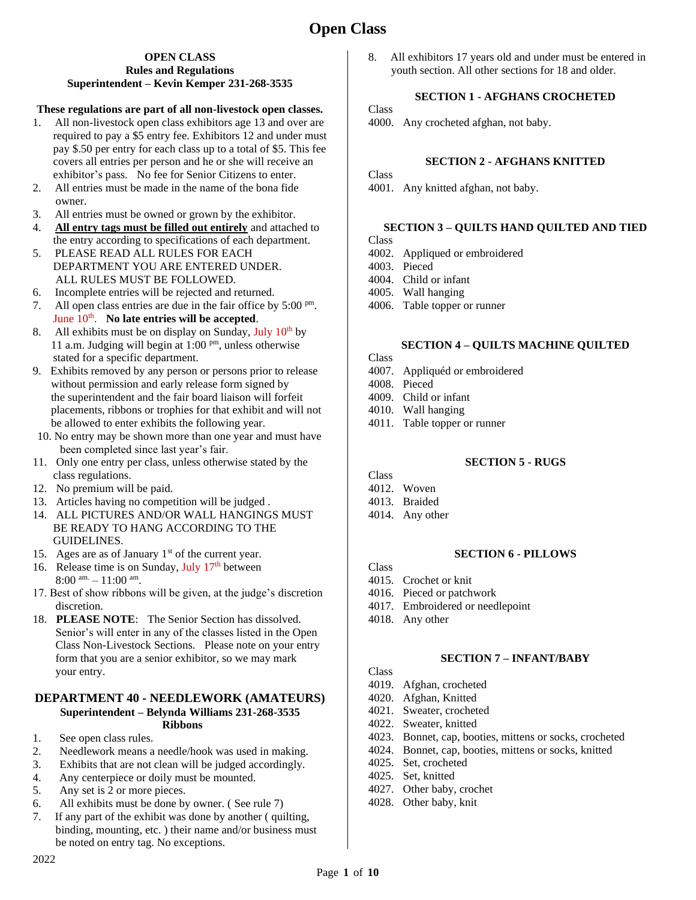# Open Class

**OPEN CLASS**
**Rules and Regulations**
**Superintendent – Kevin Kemper 231-268-3535**

**These regulations are part of all non-livestock open classes.**

1. All non-livestock open class exhibitors age 13 and over are required to pay a $5 entry fee. Exhibitors 12 and under must pay $.50 per entry for each class up to a total of $5. This fee covers all entries per person and he or she will receive an exhibitor's pass. No fee for Senior Citizens to enter.
2. All entries must be made in the name of the bona fide owner.
3. All entries must be owned or grown by the exhibitor.
4. **All entry tags must be filled out entirely** and attached to the entry according to specifications of each department.
5. PLEASE READ ALL RULES FOR EACH DEPARTMENT YOU ARE ENTERED UNDER. ALL RULES MUST BE FOLLOWED.
6. Incomplete entries will be rejected and returned.
7. All open class entries are due in the fair office by 5:00 pm. June 10th. **No late entries will be accepted**.
8. All exhibits must be on display on Sunday, July 10th by 11 a.m. Judging will begin at 1:00 pm, unless otherwise stated for a specific department.
9. Exhibits removed by any person or persons prior to release without permission and early release form signed by the superintendent and the fair board liaison will forfeit placements, ribbons or trophies for that exhibit and will not be allowed to enter exhibits the following year.
10. No entry may be shown more than one year and must have been completed since last year's fair.
11. Only one entry per class, unless otherwise stated by the class regulations.
12. No premium will be paid.
13. Articles having no competition will be judged .
14. ALL PICTURES AND/OR WALL HANGINGS MUST BE READY TO HANG ACCORDING TO THE GUIDELINES.
15. Ages are as of January 1st of the current year.
16. Release time is on Sunday, July 17th between 8:00 am. – 11:00 am.
17. Best of show ribbons will be given, at the judge's discretion discretion.
18. **PLEASE NOTE**: The Senior Section has dissolved. Senior's will enter in any of the classes listed in the Open Class Non-Livestock Sections. Please note on your entry form that you are a senior exhibitor, so we may mark your entry.

## DEPARTMENT 40 - NEEDLEWORK (AMATEURS)

**Superintendent – Belynda Williams 231-268-3535**
**Ribbons**

1. See open class rules.
2. Needlework means a needle/hook was used in making.
3. Exhibits that are not clean will be judged accordingly.
4. Any centerpiece or doily must be mounted.
5. Any set is 2 or more pieces.
6. All exhibits must be done by owner. ( See rule 7)
7. If any part of the exhibit was done by another ( quilting, binding, mounting, etc. ) their name and/or business must be noted on entry tag. No exceptions.
8. All exhibitors 17 years old and under must be entered in youth section. All other sections for 18 and older.

### SECTION 1 - AFGHANS CROCHETED

Class
4000. Any crocheted afghan, not baby.

### SECTION 2 - AFGHANS KNITTED

Class
4001. Any knitted afghan, not baby.

### SECTION 3 – QUILTS HAND QUILTED AND TIED

Class
4002. Appliqued or embroidered
4003. Pieced
4004. Child or infant
4005. Wall hanging
4006. Table topper or runner

### SECTION 4 – QUILTS MACHINE QUILTED

Class
4007. Appliquéd or embroidered
4008. Pieced
4009. Child or infant
4010. Wall hanging
4011. Table topper or runner

### SECTION 5 - RUGS

Class
4012. Woven
4013. Braided
4014. Any other

### SECTION 6 - PILLOWS

Class
4015. Crochet or knit
4016. Pieced or patchwork
4017. Embroidered or needlepoint
4018. Any other

### SECTION 7 – INFANT/BABY

Class
4019. Afghan, crocheted
4020. Afghan, Knitted
4021. Sweater, crocheted
4022. Sweater, knitted
4023. Bonnet, cap, booties, mittens or socks, crocheted
4024. Bonnet, cap, booties, mittens or socks, knitted
4025. Set, crocheted
4025. Set, knitted
4027. Other baby, crochet
4028. Other baby, knit

2022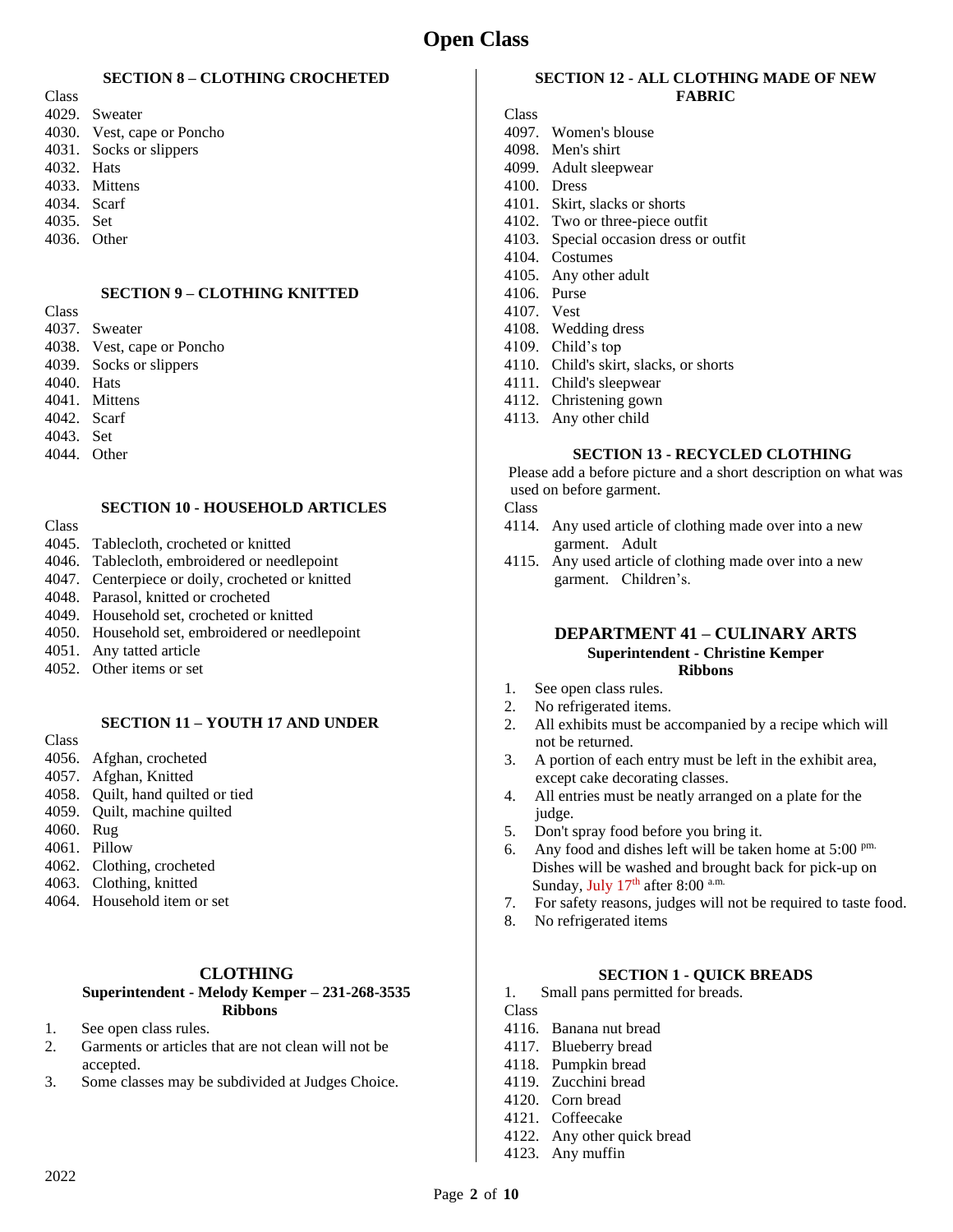# Open Class

### SECTION 8 – CLOTHING CROCHETED

Class
4029. Sweater
4030. Vest, cape or Poncho
4031. Socks or slippers
4032. Hats
4033. Mittens
4034. Scarf
4035. Set
4036. Other

### SECTION 9 – CLOTHING KNITTED

Class
4037. Sweater
4038. Vest, cape or Poncho
4039. Socks or slippers
4040. Hats
4041. Mittens
4042. Scarf
4043. Set
4044. Other

### SECTION 10 - HOUSEHOLD ARTICLES

Class
4045. Tablecloth, crocheted or knitted
4046. Tablecloth, embroidered or needlepoint
4047. Centerpiece or doily, crocheted or knitted
4048. Parasol, knitted or crocheted
4049. Household set, crocheted or knitted
4050. Household set, embroidered or needlepoint
4051. Any tatted article
4052. Other items or set

### SECTION 11 – YOUTH 17 AND UNDER

Class
4056. Afghan, crocheted
4057. Afghan, Knitted
4058. Quilt, hand quilted or tied
4059. Quilt, machine quilted
4060. Rug
4061. Pillow
4062. Clothing, crocheted
4063. Clothing, knitted
4064. Household item or set

## CLOTHING

**Superintendent - Melody Kemper – 231-268-3535**
**Ribbons**

1. See open class rules.
2. Garments or articles that are not clean will not be accepted.
3. Some classes may be subdivided at Judges Choice.

### SECTION 12 - ALL CLOTHING MADE OF NEW FABRIC

Class
4097. Women's blouse
4098. Men's shirt
4099. Adult sleepwear
4100. Dress
4101. Skirt, slacks or shorts
4102. Two or three-piece outfit
4103. Special occasion dress or outfit
4104. Costumes
4105. Any other adult
4106. Purse
4107. Vest
4108. Wedding dress
4109. Child's top
4110. Child's skirt, slacks, or shorts
4111. Child's sleepwear
4112. Christening gown
4113. Any other child

### SECTION 13 - RECYCLED CLOTHING

Please add a before picture and a short description on what was used on before garment.

Class
4114. Any used article of clothing made over into a new garment. Adult
4115. Any used article of clothing made over into a new garment. Children's.

## DEPARTMENT 41 – CULINARY ARTS

**Superintendent - Christine Kemper**
**Ribbons**

1. See open class rules.
2. No refrigerated items.
2. All exhibits must be accompanied by a recipe which will not be returned.
3. A portion of each entry must be left in the exhibit area, except cake decorating classes.
4. All entries must be neatly arranged on a plate for the judge.
5. Don't spray food before you bring it.
6. Any food and dishes left will be taken home at 5:00 pm. Dishes will be washed and brought back for pick-up on Sunday, July 17th after 8:00 a.m.
7. For safety reasons, judges will not be required to taste food.
8. No refrigerated items

### SECTION 1 - QUICK BREADS

1. Small pans permitted for breads.

Class
4116. Banana nut bread
4117. Blueberry bread
4118. Pumpkin bread
4119. Zucchini bread
4120. Corn bread
4121. Coffeecake
4122. Any other quick bread
4123. Any muffin

2022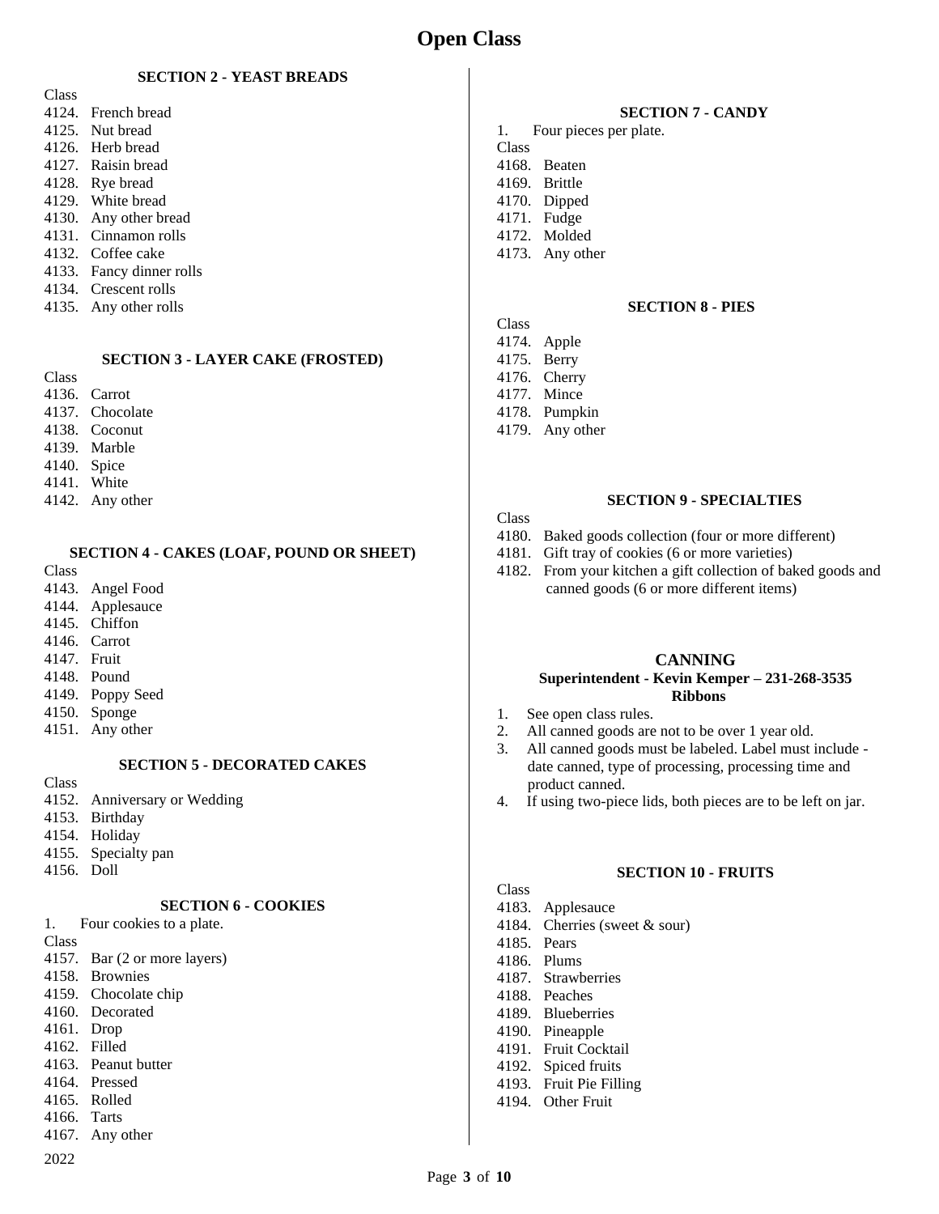# Open Class

### SECTION 2 - YEAST BREADS

Class
4124. French bread
4125. Nut bread
4126. Herb bread
4127. Raisin bread
4128. Rye bread
4129. White bread
4130. Any other bread
4131. Cinnamon rolls
4132. Coffee cake
4133. Fancy dinner rolls
4134. Crescent rolls
4135. Any other rolls

### SECTION 3 - LAYER CAKE (FROSTED)

Class
4136. Carrot
4137. Chocolate
4138. Coconut
4139. Marble
4140. Spice
4141. White
4142. Any other

### SECTION 4 - CAKES (LOAF, POUND OR SHEET)

Class
4143. Angel Food
4144. Applesauce
4145. Chiffon
4146. Carrot
4147. Fruit
4148. Pound
4149. Poppy Seed
4150. Sponge
4151. Any other

### SECTION 5 - DECORATED CAKES

Class
4152. Anniversary or Wedding
4153. Birthday
4154. Holiday
4155. Specialty pan
4156. Doll

### SECTION 6 - COOKIES

1. Four cookies to a plate.

Class
4157. Bar (2 or more layers)
4158. Brownies
4159. Chocolate chip
4160. Decorated
4161. Drop
4162. Filled
4163. Peanut butter
4164. Pressed
4165. Rolled
4166. Tarts
4167. Any other

2022

### SECTION 7 - CANDY

1. Four pieces per plate.

Class
4168. Beaten
4169. Brittle
4170. Dipped
4171. Fudge
4172. Molded
4173. Any other

### SECTION 8 - PIES

Class
4174. Apple
4175. Berry
4176. Cherry
4177. Mince
4178. Pumpkin
4179. Any other

### SECTION 9 - SPECIALTIES

Class
4180. Baked goods collection (four or more different)
4181. Gift tray of cookies (6 or more varieties)
4182. From your kitchen a gift collection of baked goods and canned goods (6 or more different items)

## CANNING

**Superintendent - Kevin Kemper – 231-268-3535**

**Ribbons**

1. See open class rules.
2. All canned goods are not to be over 1 year old.
3. All canned goods must be labeled. Label must include - date canned, type of processing, processing time and product canned.
4. If using two-piece lids, both pieces are to be left on jar.

### SECTION 10 - FRUITS

Class
4183. Applesauce
4184. Cherries (sweet & sour)
4185. Pears
4186. Plums
4187. Strawberries
4188. Peaches
4189. Blueberries
4190. Pineapple
4191. Fruit Cocktail
4192. Spiced fruits
4193. Fruit Pie Filling
4194. Other Fruit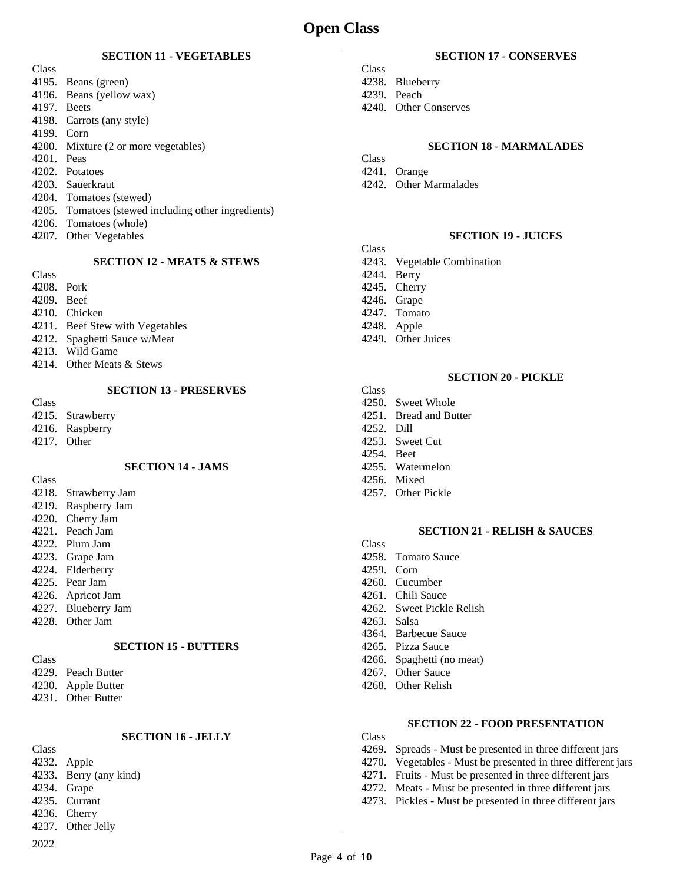# Open Class

## SECTION 11 - VEGETABLES

Class
4195. Beans (green)
4196. Beans (yellow wax)
4197. Beets
4198. Carrots (any style)
4199. Corn
4200. Mixture (2 or more vegetables)
4201. Peas
4202. Potatoes
4203. Sauerkraut
4204. Tomatoes (stewed)
4205. Tomatoes (stewed including other ingredients)
4206. Tomatoes (whole)
4207. Other Vegetables

## SECTION 12 - MEATS & STEWS

Class
4208. Pork
4209. Beef
4210. Chicken
4211. Beef Stew with Vegetables
4212. Spaghetti Sauce w/Meat
4213. Wild Game
4214. Other Meats & Stews

## SECTION 13 - PRESERVES

Class
4215. Strawberry
4216. Raspberry
4217. Other

## SECTION 14 - JAMS

Class
4218. Strawberry Jam
4219. Raspberry Jam
4220. Cherry Jam
4221. Peach Jam
4222. Plum Jam
4223. Grape Jam
4224. Elderberry
4225. Pear Jam
4226. Apricot Jam
4227. Blueberry Jam
4228. Other Jam

## SECTION 15 - BUTTERS

Class
4229. Peach Butter
4230. Apple Butter
4231. Other Butter

## SECTION 16 - JELLY

Class
4232. Apple
4233. Berry (any kind)
4234. Grape
4235. Currant
4236. Cherry
4237. Other Jelly

2022

## SECTION 17 - CONSERVES

Class
4238. Blueberry
4239. Peach
4240. Other Conserves

## SECTION 18 - MARMALADES

Class
4241. Orange
4242. Other Marmalades

## SECTION 19 - JUICES

Class
4243. Vegetable Combination
4244. Berry
4245. Cherry
4246. Grape
4247. Tomato
4248. Apple
4249. Other Juices

## SECTION 20 - PICKLE

Class
4250. Sweet Whole
4251. Bread and Butter
4252. Dill
4253. Sweet Cut
4254. Beet
4255. Watermelon
4256. Mixed
4257. Other Pickle

## SECTION 21 - RELISH & SAUCES

Class
4258. Tomato Sauce
4259. Corn
4260. Cucumber
4261. Chili Sauce
4262. Sweet Pickle Relish
4263. Salsa
4364. Barbecue Sauce
4265. Pizza Sauce
4266. Spaghetti (no meat)
4267. Other Sauce
4268. Other Relish

## SECTION 22 - FOOD PRESENTATION

Class
4269. Spreads - Must be presented in three different jars
4270. Vegetables - Must be presented in three different jars
4271. Fruits - Must be presented in three different jars
4272. Meats - Must be presented in three different jars
4273. Pickles - Must be presented in three different jars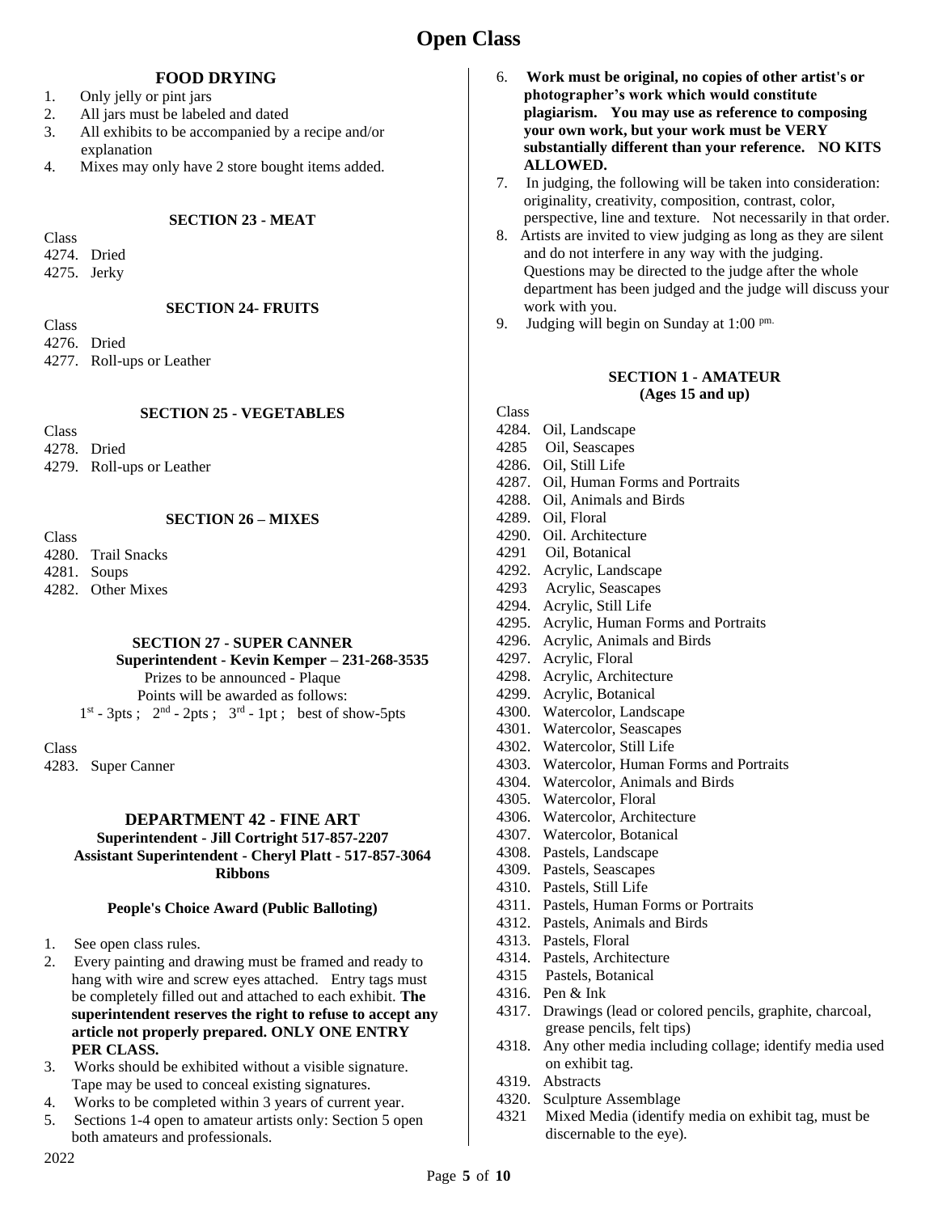# Open Class

### FOOD DRYING

1. Only jelly or pint jars
2. All jars must be labeled and dated
3. All exhibits to be accompanied by a recipe and/or explanation
4. Mixes may only have 2 store bought items added.

#### SECTION 23 - MEAT

Class
4274. Dried
4275. Jerky

#### SECTION 24- FRUITS

Class
4276. Dried
4277. Roll-ups or Leather

#### SECTION 25 - VEGETABLES

Class
4278. Dried
4279. Roll-ups or Leather

#### SECTION 26 – MIXES

Class
4280. Trail Snacks
4281. Soups
4282. Other Mixes

#### SECTION 27 - SUPER CANNER

**Superintendent - Kevin Kemper – 231-268-3535**

Prizes to be announced - Plaque
Points will be awarded as follows:
1st - 3pts ; 2nd - 2pts ; 3rd - 1pt ; best of show-5pts

Class
4283. Super Canner

### DEPARTMENT 42 - FINE ART

**Superintendent - Jill Cortright 517-857-2207**
**Assistant Superintendent - Cheryl Platt - 517-857-3064**
**Ribbons**

**People's Choice Award (Public Balloting)**

1. See open class rules.
2. Every painting and drawing must be framed and ready to hang with wire and screw eyes attached. Entry tags must be completely filled out and attached to each exhibit. **The superintendent reserves the right to refuse to accept any article not properly prepared. ONLY ONE ENTRY PER CLASS.**
3. Works should be exhibited without a visible signature. Tape may be used to conceal existing signatures.
4. Works to be completed within 3 years of current year.
5. Sections 1-4 open to amateur artists only: Section 5 open both amateurs and professionals.
6. **Work must be original, no copies of other artist's or photographer's work which would constitute plagiarism. You may use as reference to composing your own work, but your work must be VERY substantially different than your reference. NO KITS ALLOWED.**
7. In judging, the following will be taken into consideration: originality, creativity, composition, contrast, color, perspective, line and texture. Not necessarily in that order.
8. Artists are invited to view judging as long as they are silent and do not interfere in any way with the judging. Questions may be directed to the judge after the whole department has been judged and the judge will discuss your work with you.
9. Judging will begin on Sunday at 1:00 pm.

#### SECTION 1 - AMATEUR
**(Ages 15 and up)**

Class
4284. Oil, Landscape
4285 Oil, Seascapes
4286. Oil, Still Life
4287. Oil, Human Forms and Portraits
4288. Oil, Animals and Birds
4289. Oil, Floral
4290. Oil. Architecture
4291 Oil, Botanical
4292. Acrylic, Landscape
4293 Acrylic, Seascapes
4294. Acrylic, Still Life
4295. Acrylic, Human Forms and Portraits
4296. Acrylic, Animals and Birds
4297. Acrylic, Floral
4298. Acrylic, Architecture
4299. Acrylic, Botanical
4300. Watercolor, Landscape
4301. Watercolor, Seascapes
4302. Watercolor, Still Life
4303. Watercolor, Human Forms and Portraits
4304. Watercolor, Animals and Birds
4305. Watercolor, Floral
4306. Watercolor, Architecture
4307. Watercolor, Botanical
4308. Pastels, Landscape
4309. Pastels, Seascapes
4310. Pastels, Still Life
4311. Pastels, Human Forms or Portraits
4312. Pastels, Animals and Birds
4313. Pastels, Floral
4314. Pastels, Architecture
4315 Pastels, Botanical
4316. Pen & Ink
4317. Drawings (lead or colored pencils, graphite, charcoal, grease pencils, felt tips)
4318. Any other media including collage; identify media used on exhibit tag.
4319. Abstracts
4320. Sculpture Assemblage
4321 Mixed Media (identify media on exhibit tag, must be discernable to the eye).

2022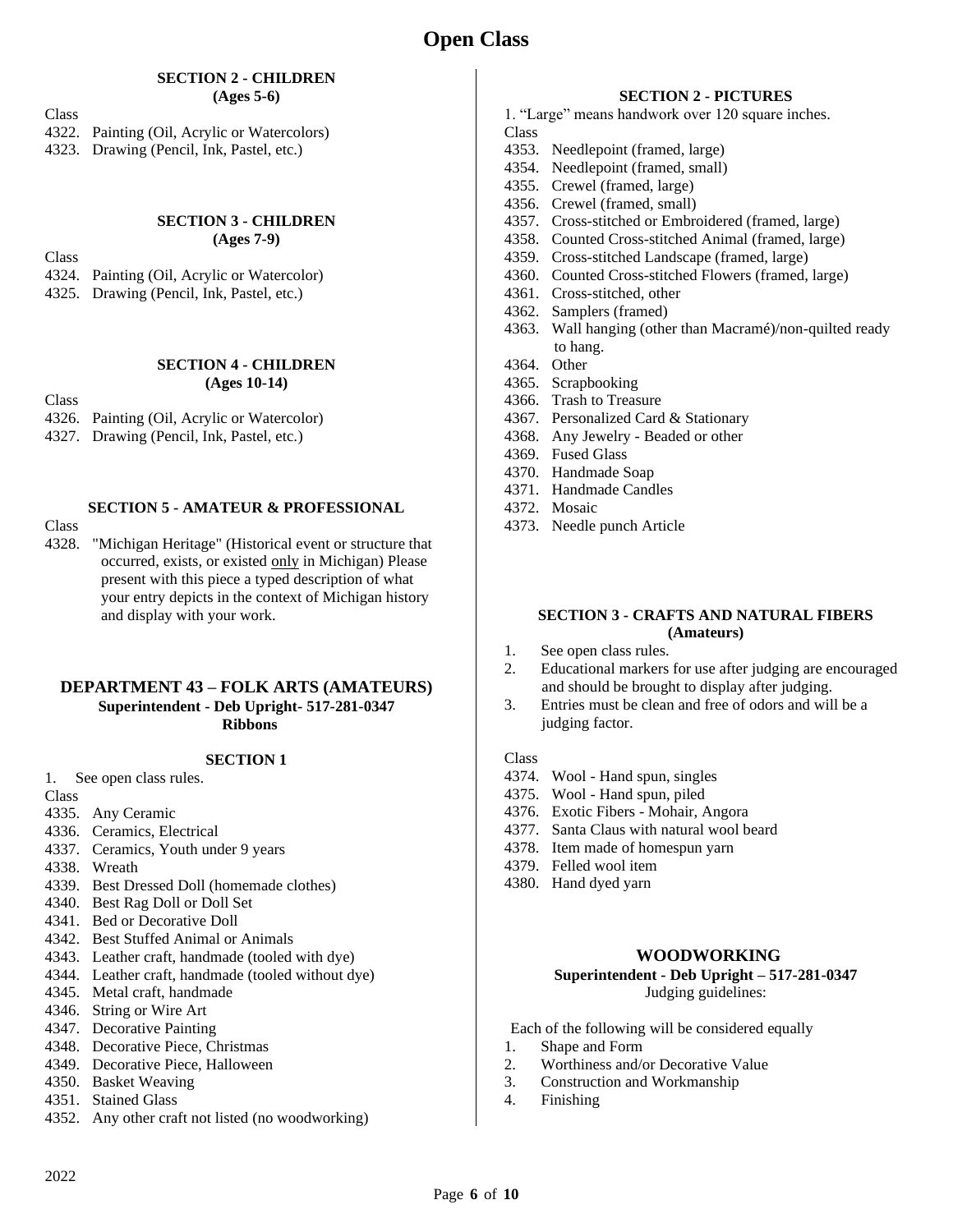# Open Class

### SECTION 2 - CHILDREN
**(Ages 5-6)**

Class

4322. Painting (Oil, Acrylic or Watercolors)
4323. Drawing (Pencil, Ink, Pastel, etc.)

### SECTION 3 - CHILDREN
**(Ages 7-9)**

Class

4324. Painting (Oil, Acrylic or Watercolor)
4325. Drawing (Pencil, Ink, Pastel, etc.)

### SECTION 4 - CHILDREN
**(Ages 10-14)**

Class

4326. Painting (Oil, Acrylic or Watercolor)
4327. Drawing (Pencil, Ink, Pastel, etc.)

### SECTION 5 - AMATEUR & PROFESSIONAL

Class

4328. "Michigan Heritage" (Historical event or structure that occurred, exists, or existed only in Michigan) Please present with this piece a typed description of what your entry depicts in the context of Michigan history and display with your work.

## DEPARTMENT 43 – FOLK ARTS (AMATEURS)
**Superintendent - Deb Upright- 517-281-0347**
**Ribbons**

### SECTION 1

1. See open class rules.

Class

4335. Any Ceramic
4336. Ceramics, Electrical
4337. Ceramics, Youth under 9 years
4338. Wreath
4339. Best Dressed Doll (homemade clothes)
4340. Best Rag Doll or Doll Set
4341. Bed or Decorative Doll
4342. Best Stuffed Animal or Animals
4343. Leather craft, handmade (tooled with dye)
4344. Leather craft, handmade (tooled without dye)
4345. Metal craft, handmade
4346. String or Wire Art
4347. Decorative Painting
4348. Decorative Piece, Christmas
4349. Decorative Piece, Halloween
4350. Basket Weaving
4351. Stained Glass
4352. Any other craft not listed (no woodworking)

### SECTION 2 - PICTURES

1. "Large" means handwork over 120 square inches.

Class

4353. Needlepoint (framed, large)
4354. Needlepoint (framed, small)
4355. Crewel (framed, large)
4356. Crewel (framed, small)
4357. Cross-stitched or Embroidered (framed, large)
4358. Counted Cross-stitched Animal (framed, large)
4359. Cross-stitched Landscape (framed, large)
4360. Counted Cross-stitched Flowers (framed, large)
4361. Cross-stitched, other
4362. Samplers (framed)
4363. Wall hanging (other than Macramé)/non-quilted ready to hang.
4364. Other
4365. Scrapbooking
4366. Trash to Treasure
4367. Personalized Card & Stationary
4368. Any Jewelry - Beaded or other
4369. Fused Glass
4370. Handmade Soap
4371. Handmade Candles
4372. Mosaic
4373. Needle punch Article

### SECTION 3 - CRAFTS AND NATURAL FIBERS
**(Amateurs)**

1. See open class rules.
2. Educational markers for use after judging are encouraged and should be brought to display after judging.
3. Entries must be clean and free of odors and will be a judging factor.

Class

4374. Wool - Hand spun, singles
4375. Wool - Hand spun, piled
4376. Exotic Fibers - Mohair, Angora
4377. Santa Claus with natural wool beard
4378. Item made of homespun yarn
4379. Felled wool item
4380. Hand dyed yarn

## WOODWORKING
**Superintendent - Deb Upright – 517-281-0347**
Judging guidelines:

Each of the following will be considered equally

1. Shape and Form
2. Worthiness and/or Decorative Value
3. Construction and Workmanship
4. Finishing

2022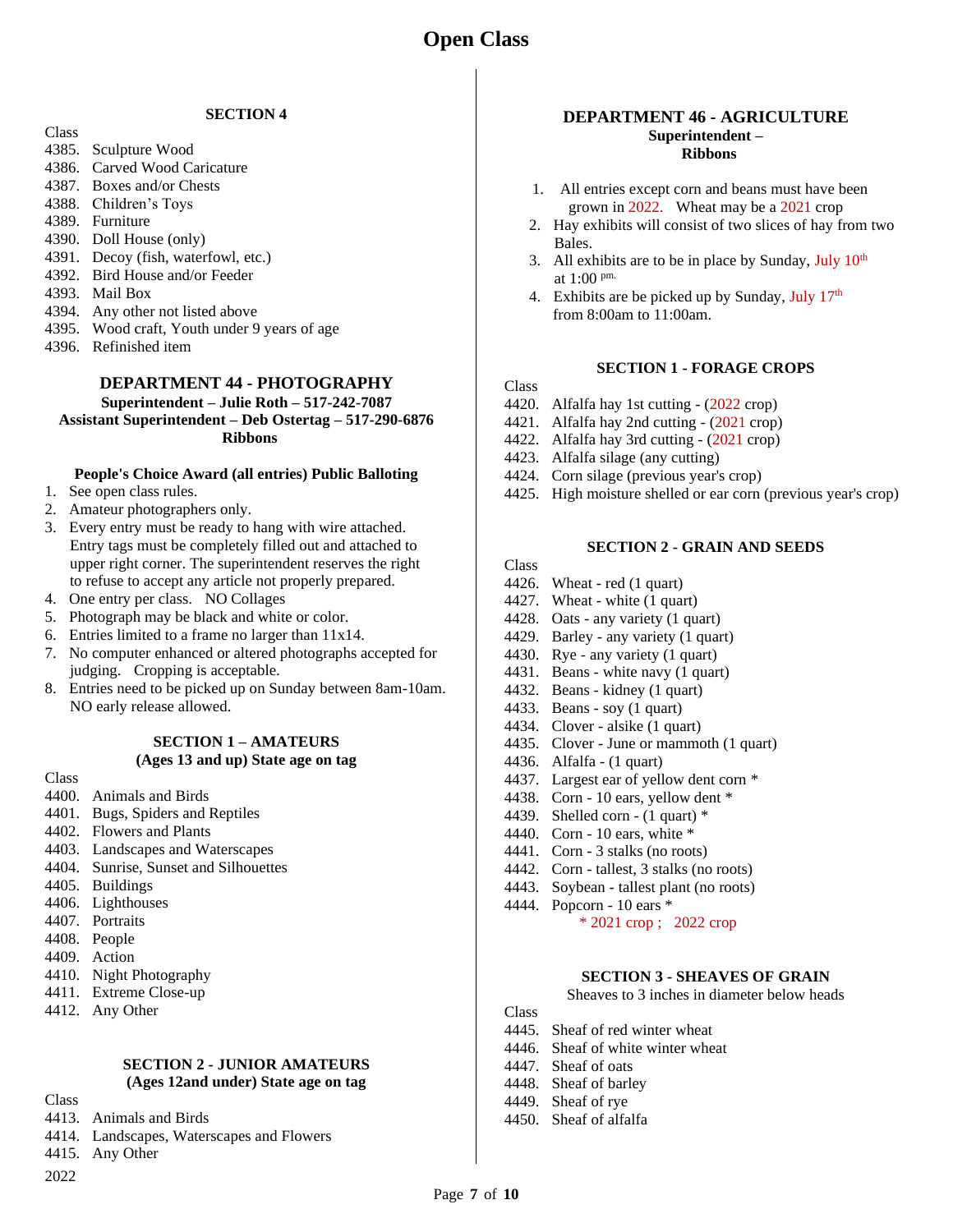# Open Class

### SECTION 4

Class
4385. Sculpture Wood
4386. Carved Wood Caricature
4387. Boxes and/or Chests
4388. Children's Toys
4389. Furniture
4390. Doll House (only)
4391. Decoy (fish, waterfowl, etc.)
4392. Bird House and/or Feeder
4393. Mail Box
4394. Any other not listed above
4395. Wood craft, Youth under 9 years of age
4396. Refinished item

## DEPARTMENT 44 - PHOTOGRAPHY

**Superintendent – Julie Roth – 517-242-7087**
**Assistant Superintendent – Deb Ostertag – 517-290-6876**
**Ribbons**

**People's Choice Award (all entries) Public Balloting**

1. See open class rules.
2. Amateur photographers only.
3. Every entry must be ready to hang with wire attached. Entry tags must be completely filled out and attached to upper right corner. The superintendent reserves the right to refuse to accept any article not properly prepared.
4. One entry per class. NO Collages
5. Photograph may be black and white or color.
6. Entries limited to a frame no larger than 11x14.
7. No computer enhanced or altered photographs accepted for judging. Cropping is acceptable.
8. Entries need to be picked up on Sunday between 8am-10am. NO early release allowed.

### SECTION 1 – AMATEURS
**(Ages 13 and up) State age on tag**

Class
4400. Animals and Birds
4401. Bugs, Spiders and Reptiles
4402. Flowers and Plants
4403. Landscapes and Waterscapes
4404. Sunrise, Sunset and Silhouettes
4405. Buildings
4406. Lighthouses
4407. Portraits
4408. People
4409. Action
4410. Night Photography
4411. Extreme Close-up
4412. Any Other

### SECTION 2 - JUNIOR AMATEURS
**(Ages 12and under) State age on tag**

Class
4413. Animals and Birds
4414. Landscapes, Waterscapes and Flowers
4415. Any Other

2022

## DEPARTMENT 46 - AGRICULTURE

**Superintendent –**
**Ribbons**

1. All entries except corn and beans must have been grown in 2022. Wheat may be a 2021 crop
2. Hay exhibits will consist of two slices of hay from two Bales.
3. All exhibits are to be in place by Sunday, July 10th at 1:00 pm.
4. Exhibits are be picked up by Sunday, July 17th from 8:00am to 11:00am.

### SECTION 1 - FORAGE CROPS

Class
4420. Alfalfa hay 1st cutting - (2022 crop)
4421. Alfalfa hay 2nd cutting - (2021 crop)
4422. Alfalfa hay 3rd cutting - (2021 crop)
4423. Alfalfa silage (any cutting)
4424. Corn silage (previous year's crop)
4425. High moisture shelled or ear corn (previous year's crop)

### SECTION 2 - GRAIN AND SEEDS

Class
4426. Wheat - red (1 quart)
4427. Wheat - white (1 quart)
4428. Oats - any variety (1 quart)
4429. Barley - any variety (1 quart)
4430. Rye - any variety (1 quart)
4431. Beans - white navy (1 quart)
4432. Beans - kidney (1 quart)
4433. Beans - soy (1 quart)
4434. Clover - alsike (1 quart)
4435. Clover - June or mammoth (1 quart)
4436. Alfalfa - (1 quart)
4437. Largest ear of yellow dent corn *
4438. Corn - 10 ears, yellow dent *
4439. Shelled corn - (1 quart) *
4440. Corn - 10 ears, white *
4441. Corn - 3 stalks (no roots)
4442. Corn - tallest, 3 stalks (no roots)
4443. Soybean - tallest plant (no roots)
4444. Popcorn - 10 ears *

\* 2021 crop ; 2022 crop

### SECTION 3 - SHEAVES OF GRAIN

Sheaves to 3 inches in diameter below heads

Class
4445. Sheaf of red winter wheat
4446. Sheaf of white winter wheat
4447. Sheaf of oats
4448. Sheaf of barley
4449. Sheaf of rye
4450. Sheaf of alfalfa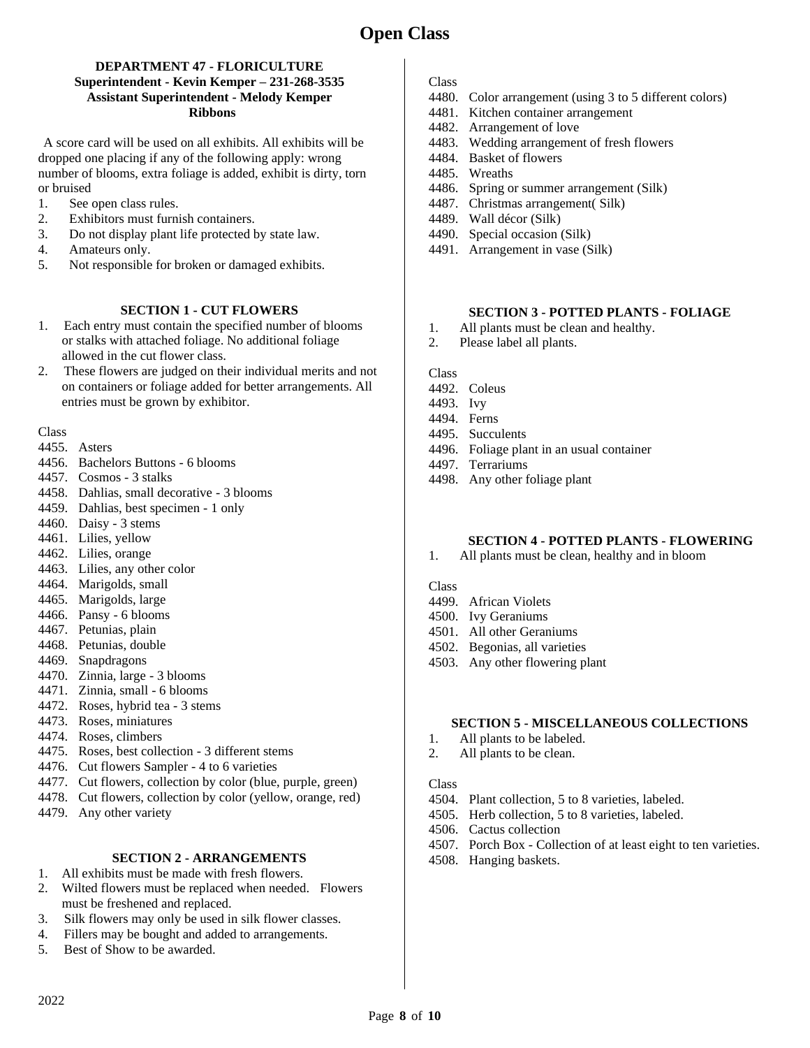# Open Class

### DEPARTMENT 47 - FLORICULTURE

**Superintendent - Kevin Kemper – 231-268-3535**
**Assistant Superintendent - Melody Kemper**
**Ribbons**

A score card will be used on all exhibits. All exhibits will be dropped one placing if any of the following apply: wrong number of blooms, extra foliage is added, exhibit is dirty, torn or bruised

1. See open class rules.
2. Exhibitors must furnish containers.
3. Do not display plant life protected by state law.
4. Amateurs only.
5. Not responsible for broken or damaged exhibits.

#### SECTION 1 - CUT FLOWERS

1. Each entry must contain the specified number of blooms or stalks with attached foliage. No additional foliage allowed in the cut flower class.
2. These flowers are judged on their individual merits and not on containers or foliage added for better arrangements. All entries must be grown by exhibitor.

Class

- 4455. Asters
- 4456. Bachelors Buttons - 6 blooms
- 4457. Cosmos - 3 stalks
- 4458. Dahlias, small decorative - 3 blooms
- 4459. Dahlias, best specimen - 1 only
- 4460. Daisy - 3 stems
- 4461. Lilies, yellow
- 4462. Lilies, orange
- 4463. Lilies, any other color
- 4464. Marigolds, small
- 4465. Marigolds, large
- 4466. Pansy - 6 blooms
- 4467. Petunias, plain
- 4468. Petunias, double
- 4469. Snapdragons
- 4470. Zinnia, large - 3 blooms
- 4471. Zinnia, small - 6 blooms
- 4472. Roses, hybrid tea - 3 stems
- 4473. Roses, miniatures
- 4474. Roses, climbers
- 4475. Roses, best collection - 3 different stems
- 4476. Cut flowers Sampler - 4 to 6 varieties
- 4477. Cut flowers, collection by color (blue, purple, green)
- 4478. Cut flowers, collection by color (yellow, orange, red)
- 4479. Any other variety

#### SECTION 2 - ARRANGEMENTS

1. All exhibits must be made with fresh flowers.
2. Wilted flowers must be replaced when needed. Flowers must be freshened and replaced.
3. Silk flowers may only be used in silk flower classes.
4. Fillers may be bought and added to arrangements.
5. Best of Show to be awarded.

Class

- 4480. Color arrangement (using 3 to 5 different colors)
- 4481. Kitchen container arrangement
- 4482. Arrangement of love
- 4483. Wedding arrangement of fresh flowers
- 4484. Basket of flowers
- 4485. Wreaths
- 4486. Spring or summer arrangement (Silk)
- 4487. Christmas arrangement( Silk)
- 4489. Wall décor (Silk)
- 4490. Special occasion (Silk)
- 4491. Arrangement in vase (Silk)

#### SECTION 3 - POTTED PLANTS - FOLIAGE

1. All plants must be clean and healthy.
2. Please label all plants.

Class

- 4492. Coleus
- 4493. Ivy
- 4494. Ferns
- 4495. Succulents
- 4496. Foliage plant in an usual container
- 4497. Terrariums
- 4498. Any other foliage plant

#### SECTION 4 - POTTED PLANTS - FLOWERING

1. All plants must be clean, healthy and in bloom

Class

- 4499. African Violets
- 4500. Ivy Geraniums
- 4501. All other Geraniums
- 4502. Begonias, all varieties
- 4503. Any other flowering plant

#### SECTION 5 - MISCELLANEOUS COLLECTIONS

1. All plants to be labeled.
2. All plants to be clean.

Class

- 4504. Plant collection, 5 to 8 varieties, labeled.
- 4505. Herb collection, 5 to 8 varieties, labeled.
- 4506. Cactus collection
- 4507. Porch Box - Collection of at least eight to ten varieties.
- 4508. Hanging baskets.

2022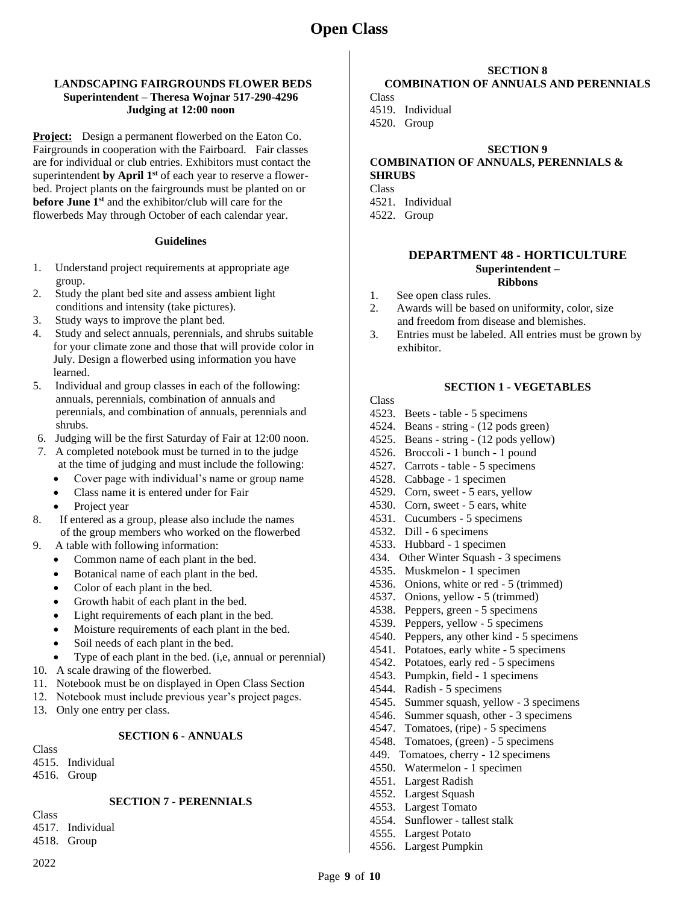# Open Class

**LANDSCAPING FAIRGROUNDS FLOWER BEDS**
**Superintendent – Theresa Wojnar 517-290-4296**
**Judging at 12:00 noon**

**Project:** Design a permanent flowerbed on the Eaton Co. Fairgrounds in cooperation with the Fairboard. Fair classes are for individual or club entries. Exhibitors must contact the superintendent **by April 1st** of each year to reserve a flower-bed. Project plants on the fairgrounds must be planted on or **before June 1st** and the exhibitor/club will care for the flowerbeds May through October of each calendar year.

**Guidelines**

1. Understand project requirements at appropriate age group.
2. Study the plant bed site and assess ambient light conditions and intensity (take pictures).
3. Study ways to improve the plant bed.
4. Study and select annuals, perennials, and shrubs suitable for your climate zone and those that will provide color in July. Design a flowerbed using information you have learned.
5. Individual and group classes in each of the following: annuals, perennials, combination of annuals and perennials, and combination of annuals, perennials and shrubs.
6. Judging will be the first Saturday of Fair at 12:00 noon.
7. A completed notebook must be turned in to the judge at the time of judging and must include the following:
   - Cover page with individual's name or group name
   - Class name it is entered under for Fair
   - Project year
8. If entered as a group, please also include the names of the group members who worked on the flowerbed
9. A table with following information:
   - Common name of each plant in the bed.
   - Botanical name of each plant in the bed.
   - Color of each plant in the bed.
   - Growth habit of each plant in the bed.
   - Light requirements of each plant in the bed.
   - Moisture requirements of each plant in the bed.
   - Soil needs of each plant in the bed.
   - Type of each plant in the bed. (i,e, annual or perennial)
10. A scale drawing of the flowerbed.
11. Notebook must be on displayed in Open Class Section
12. Notebook must include previous year's project pages.
13. Only one entry per class.

**SECTION 6 - ANNUALS**

Class
4515. Individual
4516. Group

**SECTION 7 - PERENNIALS**

Class
4517. Individual
4518. Group

**SECTION 8**
**COMBINATION OF ANNUALS AND PERENNIALS**

Class
4519. Individual
4520. Group

**SECTION 9**
**COMBINATION OF ANNUALS, PERENNIALS & SHRUBS**

Class
4521. Individual
4522. Group

## DEPARTMENT 48 - HORTICULTURE

**Superintendent –**
**Ribbons**

1. See open class rules.
2. Awards will be based on uniformity, color, size and freedom from disease and blemishes.
3. Entries must be labeled. All entries must be grown by exhibitor.

**SECTION 1 - VEGETABLES**

Class
4523. Beets - table - 5 specimens
4524. Beans - string - (12 pods green)
4525. Beans - string - (12 pods yellow)
4526. Broccoli - 1 bunch - 1 pound
4527. Carrots - table - 5 specimens
4528. Cabbage - 1 specimen
4529. Corn, sweet - 5 ears, yellow
4530. Corn, sweet - 5 ears, white
4531. Cucumbers - 5 specimens
4532. Dill - 6 specimens
4533. Hubbard - 1 specimen
434. Other Winter Squash - 3 specimens
4535. Muskmelon - 1 specimen
4536. Onions, white or red - 5 (trimmed)
4537. Onions, yellow - 5 (trimmed)
4538. Peppers, green - 5 specimens
4539. Peppers, yellow - 5 specimens
4540. Peppers, any other kind - 5 specimens
4541. Potatoes, early white - 5 specimens
4542. Potatoes, early red - 5 specimens
4543. Pumpkin, field - 1 specimens
4544. Radish - 5 specimens
4545. Summer squash, yellow - 3 specimens
4546. Summer squash, other - 3 specimens
4547. Tomatoes, (ripe) - 5 specimens
4548. Tomatoes, (green) - 5 specimens
449. Tomatoes, cherry - 12 specimens
4550. Watermelon - 1 specimen
4551. Largest Radish
4552. Largest Squash
4553. Largest Tomato
4554. Sunflower - tallest stalk
4555. Largest Potato
4556. Largest Pumpkin

2022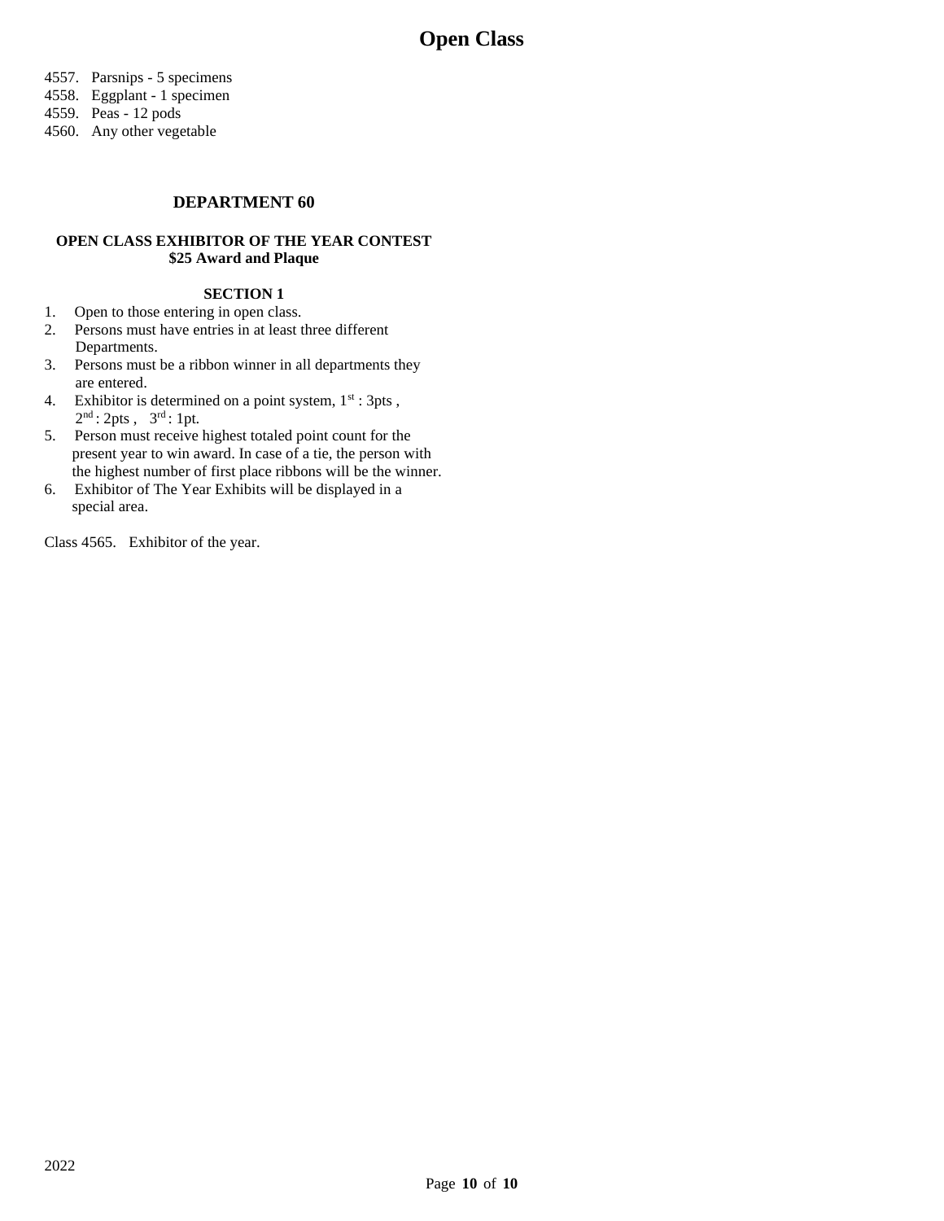4557. Parsnips - 5 specimens
4558. Eggplant - 1 specimen
4559. Peas - 12 pods
4560. Any other vegetable

## DEPARTMENT 60

### OPEN CLASS EXHIBITOR OF THE YEAR CONTEST
**$25 Award and Plaque**

#### SECTION 1

1. Open to those entering in open class.
2. Persons must have entries in at least three different Departments.
3. Persons must be a ribbon winner in all departments they are entered.
4. Exhibitor is determined on a point system, 1st : 3pts , 2nd : 2pts , 3rd : 1pt.
5. Person must receive highest totaled point count for the present year to win award. In case of a tie, the person with the highest number of first place ribbons will be the winner.
6. Exhibitor of The Year Exhibits will be displayed in a special area.

Class 4565. Exhibitor of the year.

2022